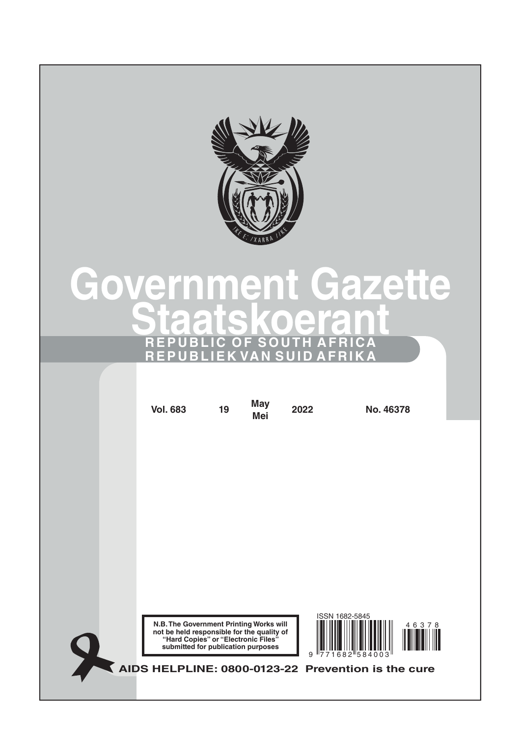# Government Gazette

# Staatskoerant

**REPUBLIC OF SOUTH AFRICA**

**REPUBLIEK VAN SUID AFRIKA**

| Vol. 683 | 19 | May Mei | 2022 | No. 46378 |
|---|---|---|---|---|

**N.B. The Government Printing Works will not be held responsible for the quality of "Hard Copies" or "Electronic Files" submitted for publication purposes**

ISSN 1682-5845

9 771682 584003

46378

**AIDS HELPLINE: 0800-0123-22 Prevention is the cure**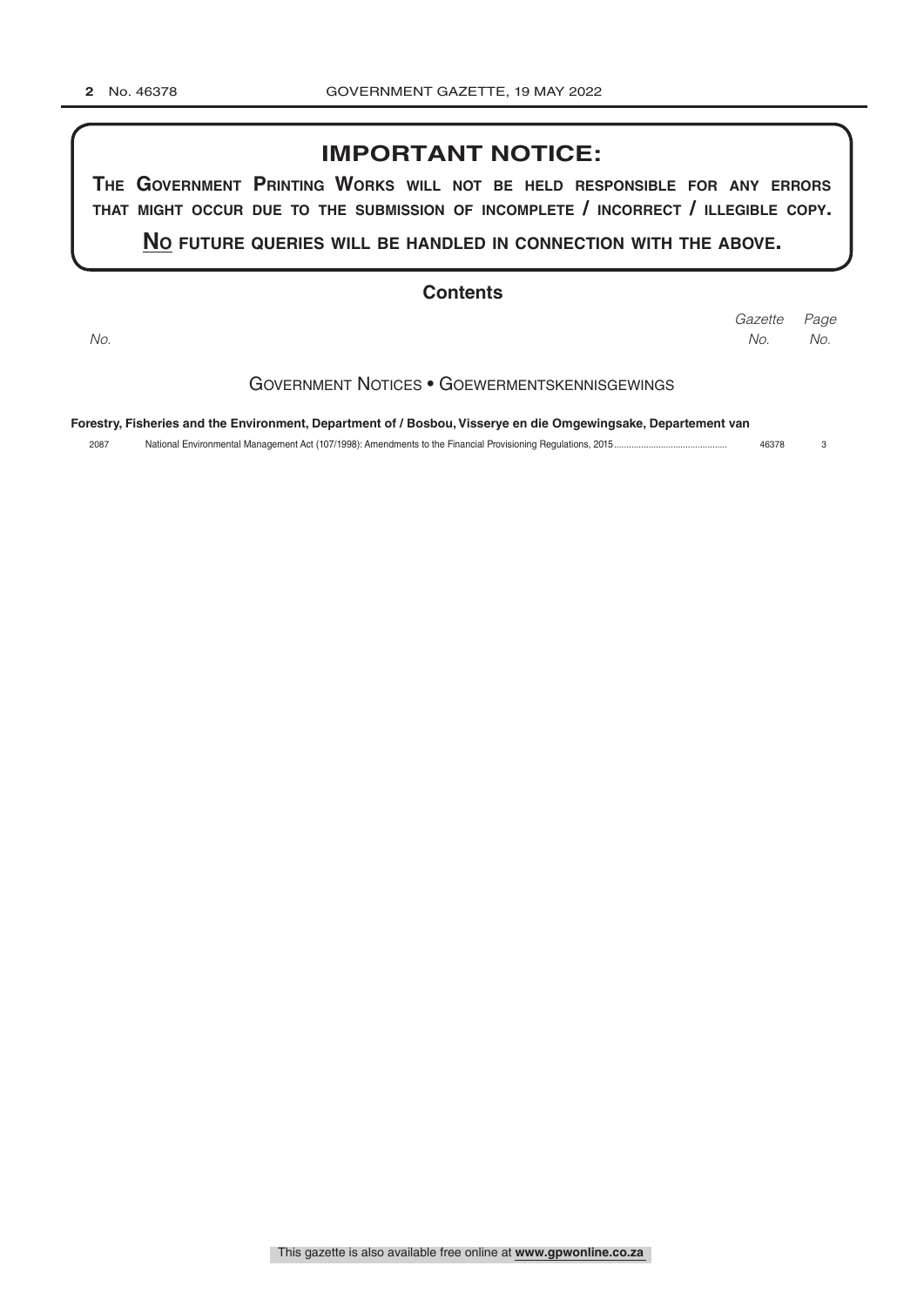## IMPORTANT NOTICE:

**THE GOVERNMENT PRINTING WORKS WILL NOT BE HELD RESPONSIBLE FOR ANY ERRORS THAT MIGHT OCCUR DUE TO THE SUBMISSION OF INCOMPLETE / INCORRECT / ILLEGIBLE COPY.**

**NO FUTURE QUERIES WILL BE HANDLED IN CONNECTION WITH THE ABOVE.**

## Contents

| *No.* | | *Gazette No.* | *Page No.* |
|---|---|---|---|

### GOVERNMENT NOTICES • GOEWERMENTSKENNISGEWINGS

**Forestry, Fisheries and the Environment, Department of / Bosbou, Visserye en die Omgewingsake, Departement van**

| | | | |
|---|---|---|---|
| 2087 | National Environmental Management Act (107/1998): Amendments to the Financial Provisioning Regulations, 2015 | 46378 | 3 |

This gazette is also available free online at **www.gpwonline.co.za**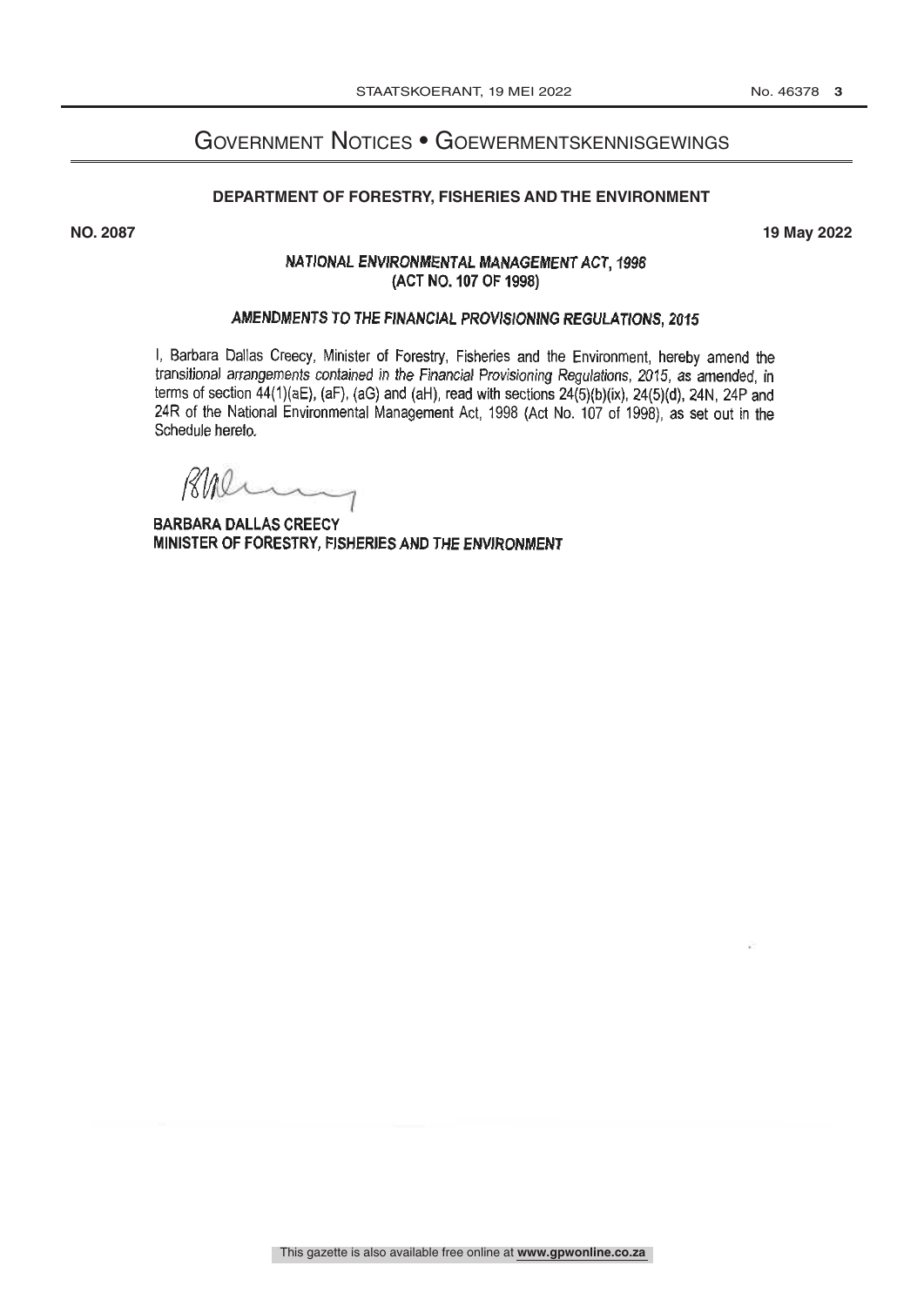# Government Notices • Goewermentskennisgewings

## DEPARTMENT OF FORESTRY, FISHERIES AND THE ENVIRONMENT

**NO. 2087** **19 May 2022**

### *NATIONAL ENVIRONMENTAL MANAGEMENT ACT, 1998* (ACT NO. 107 OF 1998)

### *AMENDMENTS TO THE FINANCIAL PROVISIONING REGULATIONS, 2015*

I, Barbara Dallas Creecy, Minister of Forestry, Fisheries and the Environment, hereby amend the transitional arrangements contained in the *Financial Provisioning Regulations, 2015*, as amended, in terms of section 44(1)(aE), (aF), (aG) and (aH), read with sections 24(5)(b)(ix), 24(5)(d), 24N, 24P and 24R of the National Environmental Management Act, 1998 (Act No. 107 of 1998), as set out in the Schedule hereto.

**BARBARA DALLAS CREECY**
**MINISTER OF FORESTRY, FISHERIES AND THE ENVIRONMENT**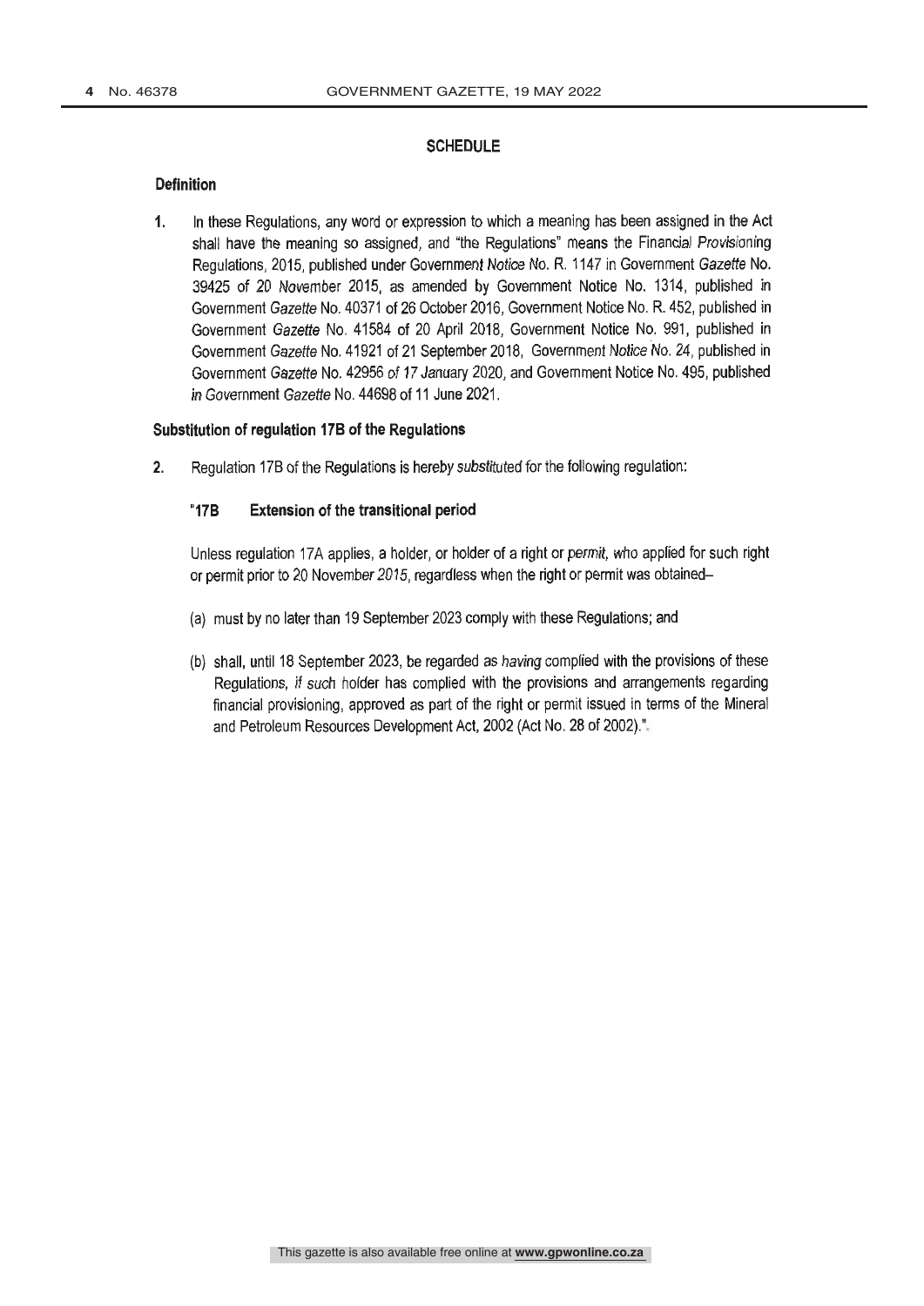## SCHEDULE

### Definition

1. In these Regulations, any word or expression to which a meaning has been assigned in the Act shall have the meaning so assigned, and "the Regulations" means the Financial Provisioning Regulations, 2015, published under Government Notice No. R. 1147 in Government *Gazette* No. 39425 of 20 November 2015, as amended by Government Notice No. 1314, published in Government *Gazette* No. 40371 of 26 October 2016, Government Notice No. R. 452, published in Government *Gazette* No. 41584 of 20 April 2018, Government Notice No. 991, published in Government *Gazette* No. 41921 of 21 September 2018, Government Notice No. 24, published in Government *Gazette* No. 42956 of 17 January 2020, and Government Notice No. 495, published in Government *Gazette* No. 44698 of 11 June 2021.

### Substitution of regulation 17B of the Regulations

2. Regulation 17B of the Regulations is hereby substituted for the following regulation:

**"17B Extension of the transitional period**

Unless regulation 17A applies, a holder, or holder of a right or permit, who applied for such right or permit prior to 20 November 2015, regardless when the right or permit was obtained–

(a) must by no later than 19 September 2023 comply with these Regulations; and

(b) shall, until 18 September 2023, be regarded as having complied with the provisions of these Regulations, if such holder has complied with the provisions and arrangements regarding financial provisioning, approved as part of the right or permit issued in terms of the Mineral and Petroleum Resources Development Act, 2002 (Act No. 28 of 2002).".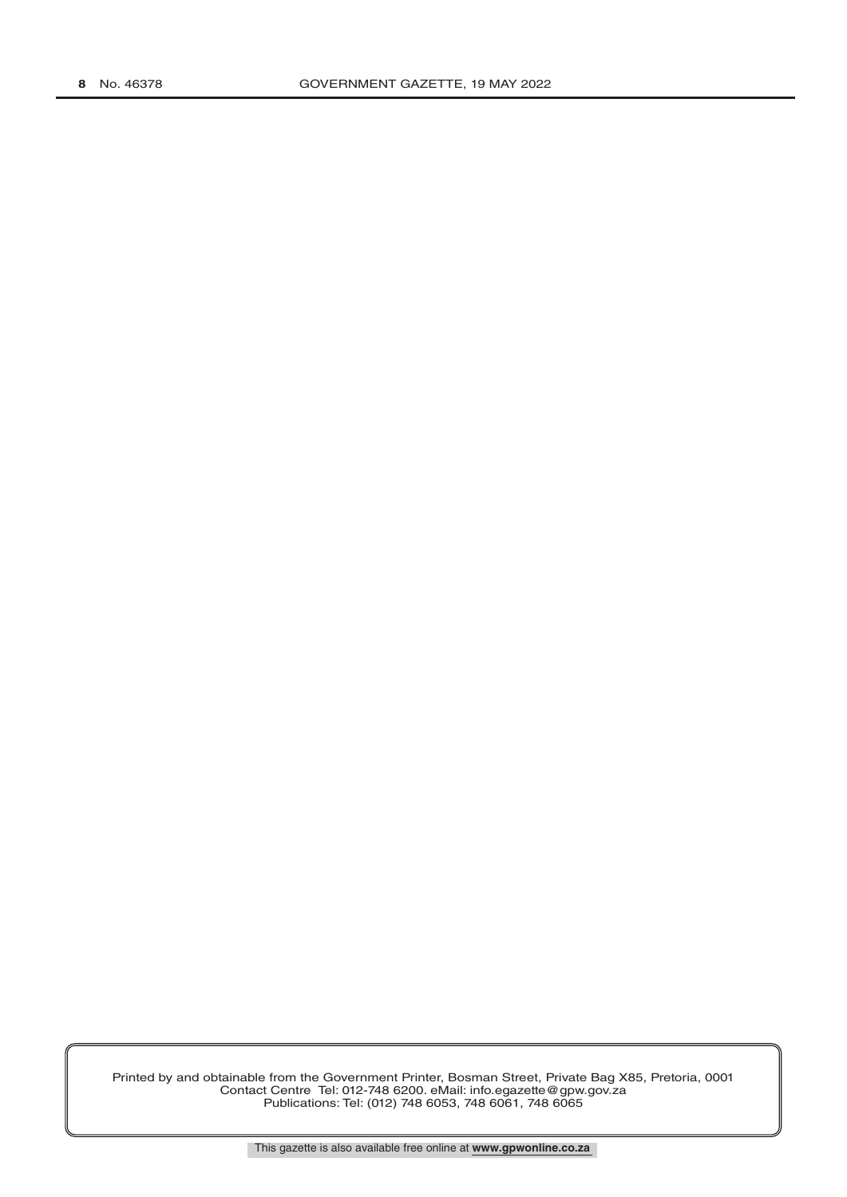Printed by and obtainable from the Government Printer, Bosman Street, Private Bag X85, Pretoria, 0001
Contact Centre Tel: 012-748 6200. eMail: info.egazette@gpw.gov.za
Publications: Tel: (012) 748 6053, 748 6061, 748 6065